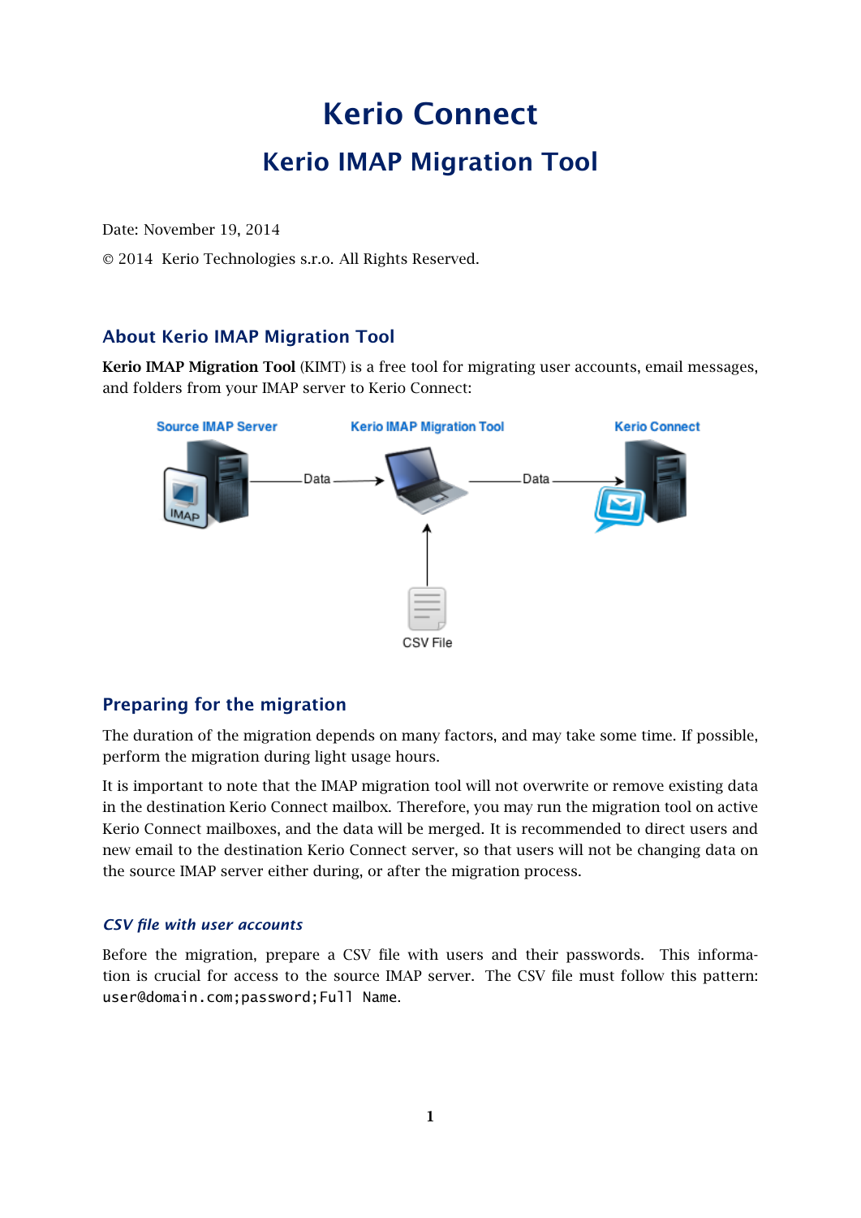# Kerio Connect

## Kerio IMAP Migration Tool

Date: November 19, 2014

© 2014 Kerio Technologies s.r.o. All Rights Reserved.

## About Kerio IMAP Migration Tool

**Kerio IMAP Migration Tool** (KIMT) is a free tool for migrating user accounts, email messages, and folders from your IMAP server to Kerio Connect:

Source IMAP Server — Data → Kerio IMAP Migration Tool — Data → Kerio Connect

CSV File → Kerio IMAP Migration Tool

## Preparing for the migration

The duration of the migration depends on many factors, and may take some time. If possible, perform the migration during light usage hours.

It is important to note that the IMAP migration tool will not overwrite or remove existing data in the destination Kerio Connect mailbox. Therefore, you may run the migration tool on active Kerio Connect mailboxes, and the data will be merged. It is recommended to direct users and new email to the destination Kerio Connect server, so that users will not be changing data on the source IMAP server either during, or after the migration process.

### *CSV file with user accounts*

Before the migration, prepare a CSV file with users and their passwords. This information is crucial for access to the source IMAP server. The CSV file must follow this pattern: `user@domain.com;password;Full Name`.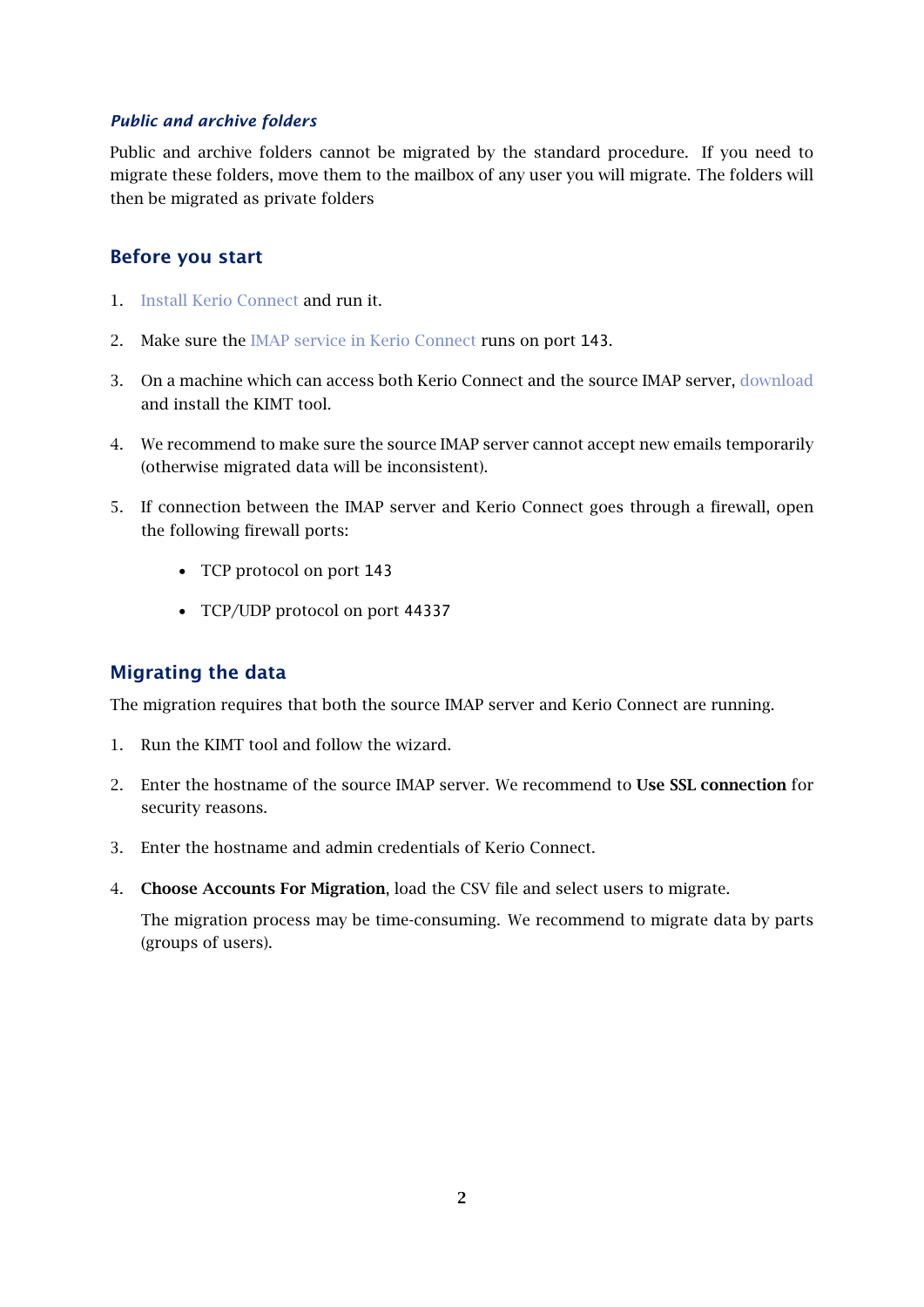### *Public and archive folders*

Public and archive folders cannot be migrated by the standard procedure. If you need to migrate these folders, move them to the mailbox of any user you will migrate. The folders will then be migrated as private folders

## Before you start

1. Install Kerio Connect and run it.
2. Make sure the IMAP service in Kerio Connect runs on port 143.
3. On a machine which can access both Kerio Connect and the source IMAP server, download and install the KIMT tool.
4. We recommend to make sure the source IMAP server cannot accept new emails temporarily (otherwise migrated data will be inconsistent).
5. If connection between the IMAP server and Kerio Connect goes through a firewall, open the following firewall ports:
   - TCP protocol on port 143
   - TCP/UDP protocol on port 44337

## Migrating the data

The migration requires that both the source IMAP server and Kerio Connect are running.

1. Run the KIMT tool and follow the wizard.
2. Enter the hostname of the source IMAP server. We recommend to **Use SSL connection** for security reasons.
3. Enter the hostname and admin credentials of Kerio Connect.
4. **Choose Accounts For Migration**, load the CSV file and select users to migrate.

   The migration process may be time-consuming. We recommend to migrate data by parts (groups of users).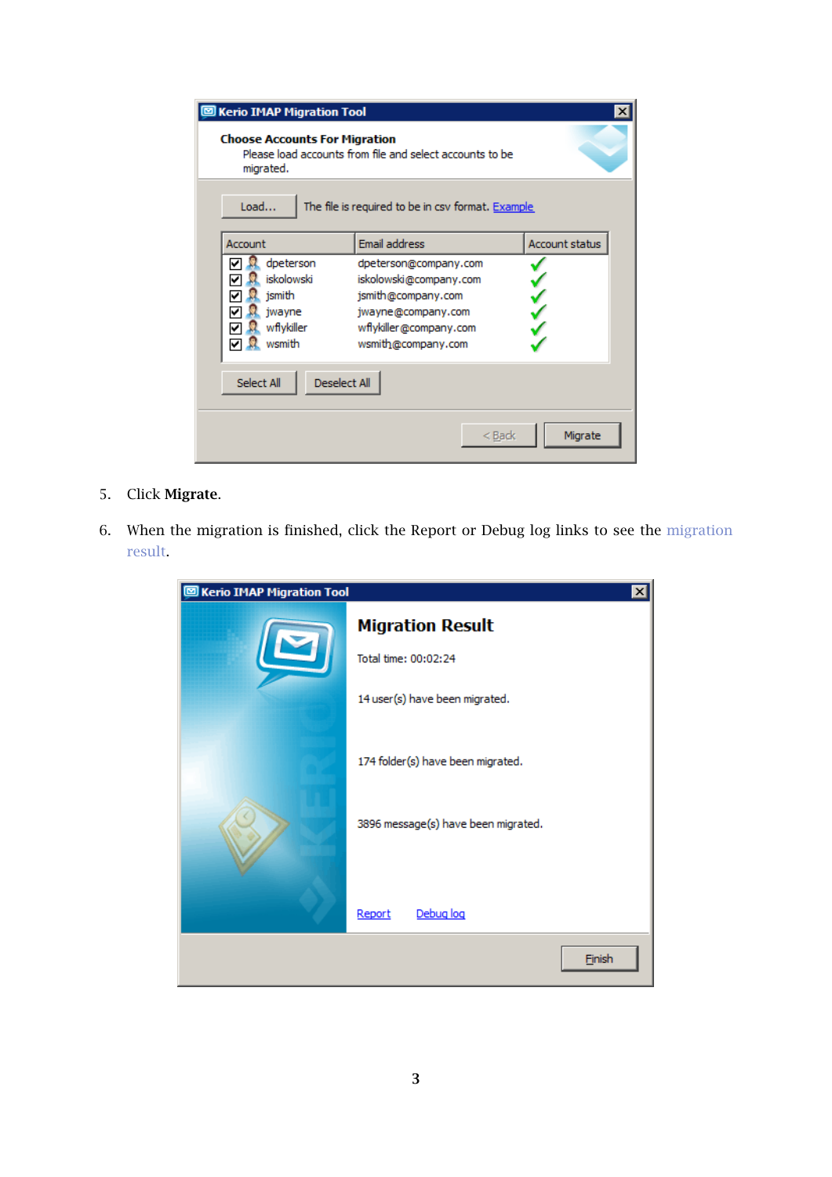5. Click **Migrate**.

6. When the migration is finished, click the Report or Debug log links to see the migration result.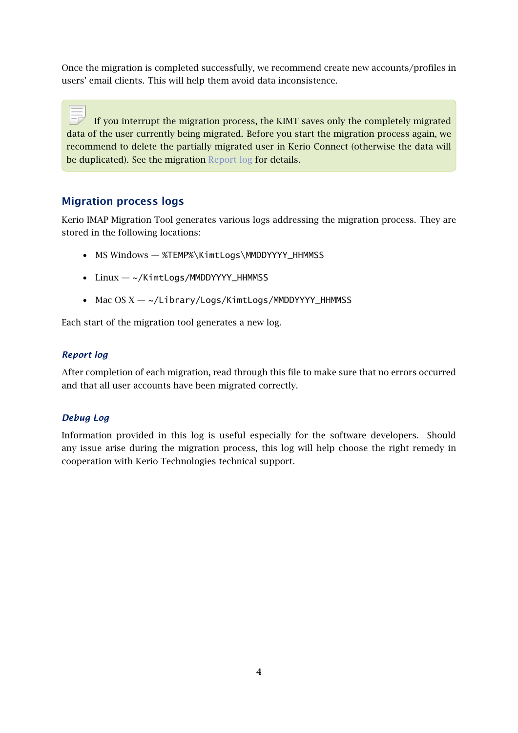Once the migration is completed successfully, we recommend create new accounts/profiles in users' email clients. This will help them avoid data inconsistence.

> If you interrupt the migration process, the KIMT saves only the completely migrated data of the user currently being migrated. Before you start the migration process again, we recommend to delete the partially migrated user in Kerio Connect (otherwise the data will be duplicated). See the migration Report log for details.

## Migration process logs

Kerio IMAP Migration Tool generates various logs addressing the migration process. They are stored in the following locations:

- MS Windows — `%TEMP%\KimtLogs\MMDDYYYY_HHMMSS`
- Linux — `~/KimtLogs/MMDDYYYY_HHMMSS`
- Mac OS X — `~/Library/Logs/KimtLogs/MMDDYYYY_HHMMSS`

Each start of the migration tool generates a new log.

### *Report log*

After completion of each migration, read through this file to make sure that no errors occurred and that all user accounts have been migrated correctly.

### *Debug Log*

Information provided in this log is useful especially for the software developers. Should any issue arise during the migration process, this log will help choose the right remedy in cooperation with Kerio Technologies technical support.